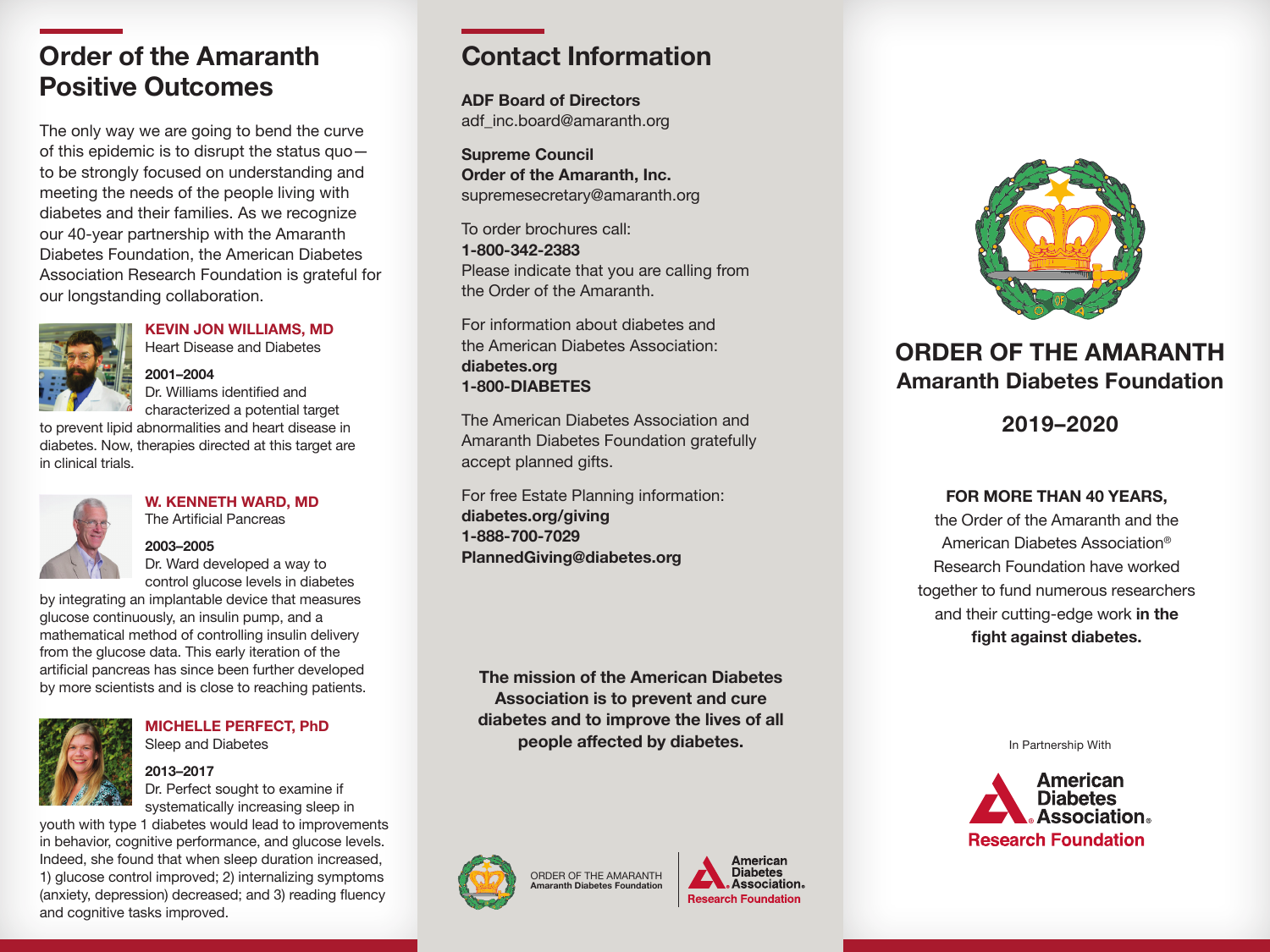## Order of the Amaranth Positive Outcomes

The only way we are going to bend the curve of this epidemic is to disrupt the status quo—to be strongly focused on understanding and meeting the needs of the people living with diabetes and their families. As we recognize our 40-year partnership with the Amaranth Diabetes Foundation, the American Diabetes Association Research Foundation is grateful for our longstanding collaboration.

**KEVIN JON WILLIAMS, MD**
Heart Disease and Diabetes

**2001–2004**
Dr. Williams identified and characterized a potential target to prevent lipid abnormalities and heart disease in diabetes. Now, therapies directed at this target are in clinical trials.

**W. KENNETH WARD, MD**
The Artificial Pancreas

**2003–2005**
Dr. Ward developed a way to control glucose levels in diabetes by integrating an implantable device that measures glucose continuously, an insulin pump, and a mathematical method of controlling insulin delivery from the glucose data. This early iteration of the artificial pancreas has since been further developed by more scientists and is close to reaching patients.

**MICHELLE PERFECT, PhD**
Sleep and Diabetes

**2013–2017**
Dr. Perfect sought to examine if systematically increasing sleep in youth with type 1 diabetes would lead to improvements in behavior, cognitive performance, and glucose levels. Indeed, she found that when sleep duration increased, 1) glucose control improved; 2) internalizing symptoms (anxiety, depression) decreased; and 3) reading fluency and cognitive tasks improved.

## Contact Information

**ADF Board of Directors**
adf_inc.board@amaranth.org

**Supreme Council**
**Order of the Amaranth, Inc.**
supremesecretary@amaranth.org

To order brochures call:
**1-800-342-2383**
Please indicate that you are calling from the Order of the Amaranth.

For information about diabetes and the American Diabetes Association:
**diabetes.org**
**1-800-DIABETES**

The American Diabetes Association and Amaranth Diabetes Foundation gratefully accept planned gifts.

For free Estate Planning information:
**diabetes.org/giving**
**1-888-700-7029**
**PlannedGiving@diabetes.org**

**The mission of the American Diabetes Association is to prevent and cure diabetes and to improve the lives of all people affected by diabetes.**

ORDER OF THE AMARANTH
Amaranth Diabetes Foundation

American Diabetes Association. Research Foundation

# ORDER OF THE AMARANTH
## Amaranth Diabetes Foundation

## 2019–2020

**FOR MORE THAN 40 YEARS,** the Order of the Amaranth and the American Diabetes Association® Research Foundation have worked together to fund numerous researchers and their cutting-edge work **in the fight against diabetes.**

In Partnership With

American Diabetes Association. Research Foundation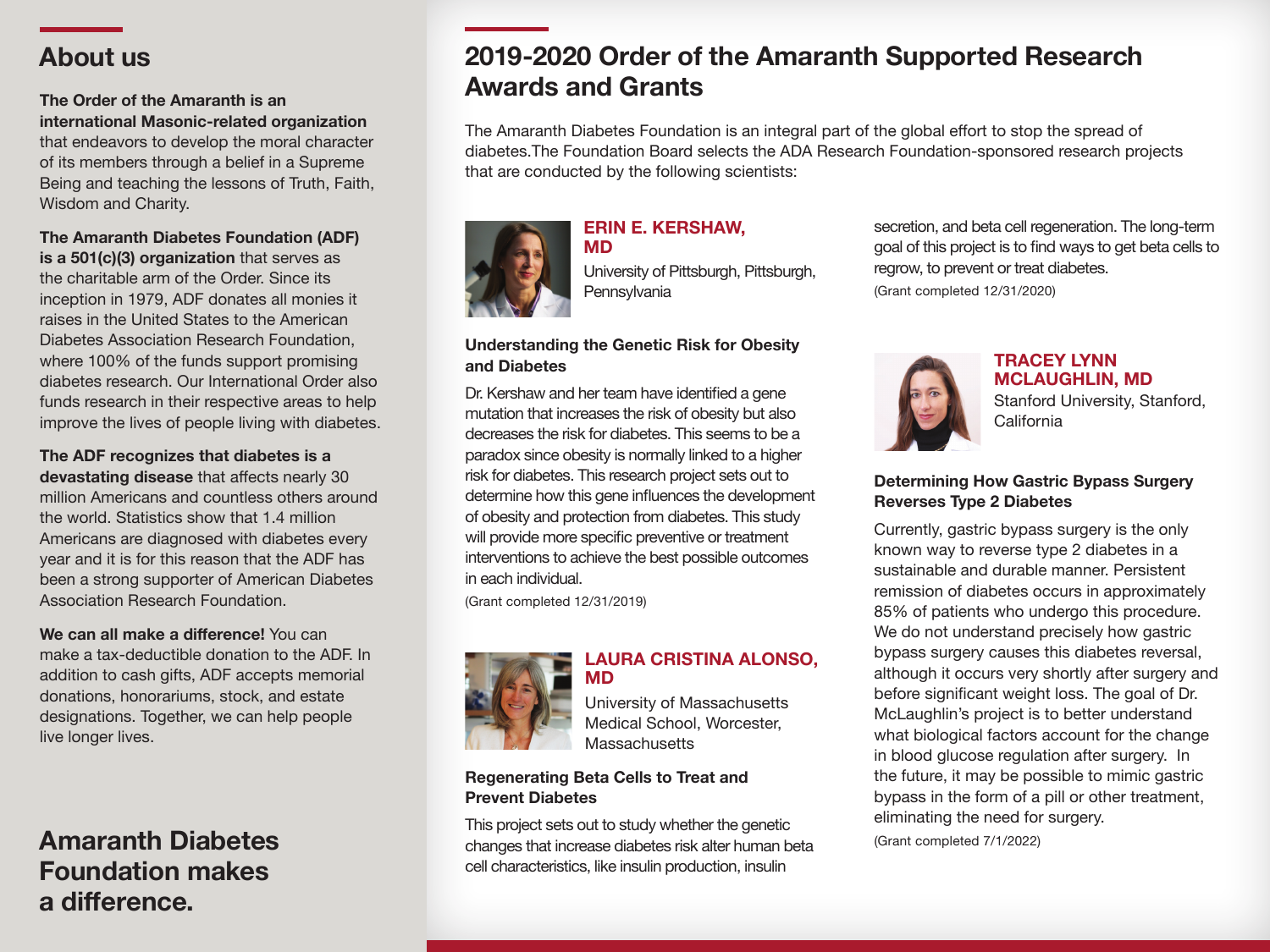## About us

**The Order of the Amaranth is an international Masonic-related organization** that endeavors to develop the moral character of its members through a belief in a Supreme Being and teaching the lessons of Truth, Faith, Wisdom and Charity.

**The Amaranth Diabetes Foundation (ADF) is a 501(c)(3) organization** that serves as the charitable arm of the Order. Since its inception in 1979, ADF donates all monies it raises in the United States to the American Diabetes Association Research Foundation, where 100% of the funds support promising diabetes research. Our International Order also funds research in their respective areas to help improve the lives of people living with diabetes.

**The ADF recognizes that diabetes is a devastating disease** that affects nearly 30 million Americans and countless others around the world. Statistics show that 1.4 million Americans are diagnosed with diabetes every year and it is for this reason that the ADF has been a strong supporter of American Diabetes Association Research Foundation.

**We can all make a difference!** You can make a tax-deductible donation to the ADF. In addition to cash gifts, ADF accepts memorial donations, honorariums, stock, and estate designations. Together, we can help people live longer lives.

## Amaranth Diabetes Foundation makes a difference.

# 2019-2020 Order of the Amaranth Supported Research Awards and Grants

The Amaranth Diabetes Foundation is an integral part of the global effort to stop the spread of diabetes.The Foundation Board selects the ADA Research Foundation-sponsored research projects that are conducted by the following scientists:

### ERIN E. KERSHAW, MD

University of Pittsburgh, Pittsburgh, Pennsylvania

**Understanding the Genetic Risk for Obesity and Diabetes**

Dr. Kershaw and her team have identified a gene mutation that increases the risk of obesity but also decreases the risk for diabetes. This seems to be a paradox since obesity is normally linked to a higher risk for diabetes. This research project sets out to determine how this gene influences the development of obesity and protection from diabetes. This study will provide more specific preventive or treatment interventions to achieve the best possible outcomes in each individual.

(Grant completed 12/31/2019)

### LAURA CRISTINA ALONSO, MD

University of Massachusetts Medical School, Worcester, Massachusetts

**Regenerating Beta Cells to Treat and Prevent Diabetes**

This project sets out to study whether the genetic changes that increase diabetes risk alter human beta cell characteristics, like insulin production, insulin secretion, and beta cell regeneration. The long-term goal of this project is to find ways to get beta cells to regrow, to prevent or treat diabetes.

(Grant completed 12/31/2020)

### TRACEY LYNN MCLAUGHLIN, MD

Stanford University, Stanford, California

**Determining How Gastric Bypass Surgery Reverses Type 2 Diabetes**

Currently, gastric bypass surgery is the only known way to reverse type 2 diabetes in a sustainable and durable manner. Persistent remission of diabetes occurs in approximately 85% of patients who undergo this procedure. We do not understand precisely how gastric bypass surgery causes this diabetes reversal, although it occurs very shortly after surgery and before significant weight loss. The goal of Dr. McLaughlin's project is to better understand what biological factors account for the change in blood glucose regulation after surgery. In the future, it may be possible to mimic gastric bypass in the form of a pill or other treatment, eliminating the need for surgery.

(Grant completed 7/1/2022)